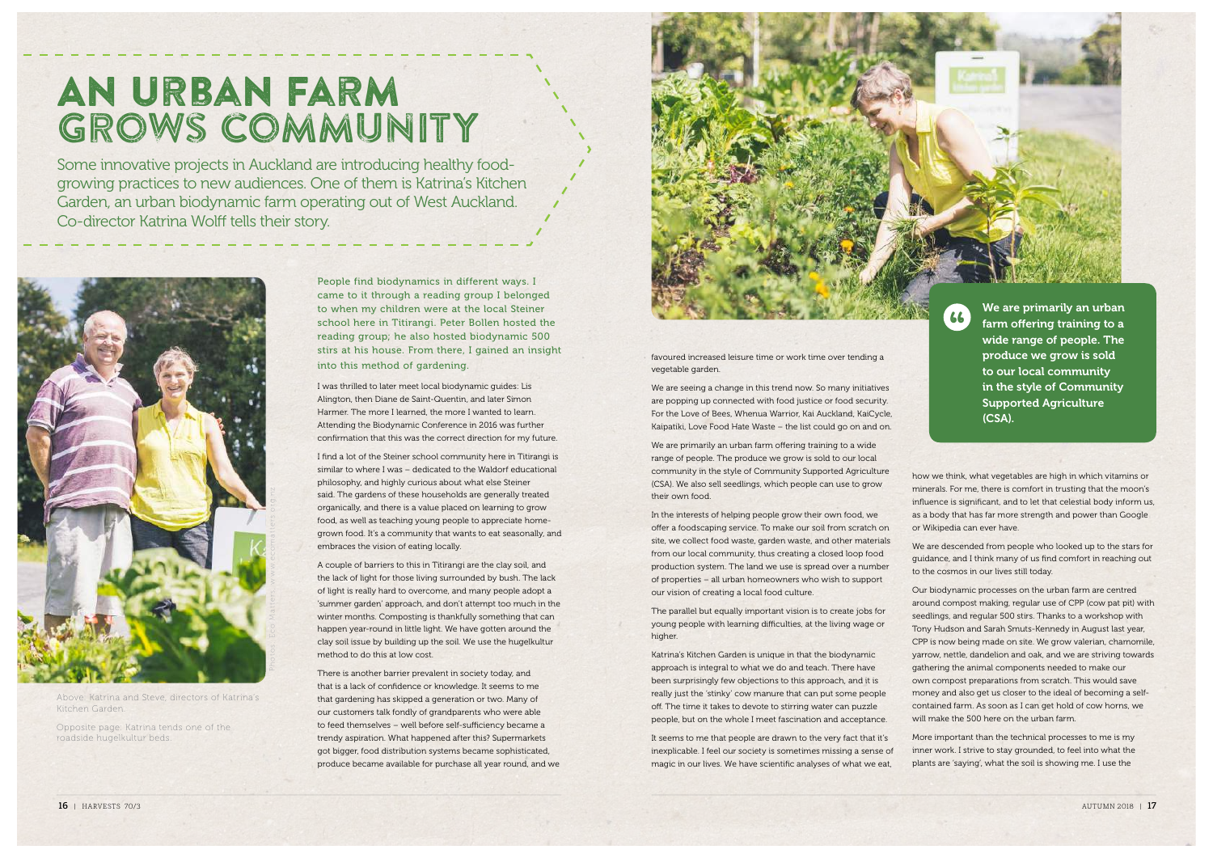# AN URBAN FARM GROWS COMMUNITY

Some innovative projects in Auckland are introducing healthy food-growing practices to new audiences. One of them is Katrina's Kitchen Garden, an urban biodynamic farm operating out of West Auckland. Co-director Katrina Wolff tells their story.

Above: Katrina and Steve, directors of Katrina's Kitchen Garden.

Opposite page: Katrina tends one of the roadside hugelkultur beds.

Photos: Eco Matters, www.ecomatters.org.nz

People find biodynamics in different ways. I came to it through a reading group I belonged to when my children were at the local Steiner school here in Titirangi. Peter Bollen hosted the reading group; he also hosted biodynamic 500 stirs at his house. From there, I gained an insight into this method of gardening.

I was thrilled to later meet local biodynamic guides: Lis Alington, then Diane de Saint-Quentin, and later Simon Harmer. The more I learned, the more I wanted to learn. Attending the Biodynamic Conference in 2016 was further confirmation that this was the correct direction for my future.

I find a lot of the Steiner school community here in Titirangi is similar to where I was – dedicated to the Waldorf educational philosophy, and highly curious about what else Steiner said. The gardens of these households are generally treated organically, and there is a value placed on learning to grow food, as well as teaching young people to appreciate home-grown food. It's a community that wants to eat seasonally, and embraces the vision of eating locally.

A couple of barriers to this in Titirangi are the clay soil, and the lack of light for those living surrounded by bush. The lack of light is really hard to overcome, and many people adopt a 'summer garden' approach, and don't attempt too much in the winter months. Composting is thankfully something that can happen year-round in little light. We have gotten around the clay soil issue by building up the soil. We use the hugelkultur method to do this at low cost.

There is another barrier prevalent in society today, and that is a lack of confidence or knowledge. It seems to me that gardening has skipped a generation or two. Many of our customers talk fondly of grandparents who were able to feed themselves – well before self-sufficiency became a trendy aspiration. What happened after this? Supermarkets got bigger, food distribution systems became sophisticated, produce became available for purchase all year round, and we favoured increased leisure time or work time over tending a vegetable garden.

We are seeing a change in this trend now. So many initiatives are popping up connected with food justice or food security. For the Love of Bees, Whenua Warrior, Kai Auckland, KaiCycle, Kaipatiki, Love Food Hate Waste – the list could go on and on.

We are primarily an urban farm offering training to a wide range of people. The produce we grow is sold to our local community in the style of Community Supported Agriculture (CSA). We also sell seedlings, which people can use to grow their own food.

> We are primarily an urban farm offering training to a wide range of people. The produce we grow is sold to our local community in the style of Community Supported Agriculture (CSA).

In the interests of helping people grow their own food, we offer a foodscaping service. To make our soil from scratch on site, we collect food waste, garden waste, and other materials from our local community, thus creating a closed loop food production system. The land we use is spread over a number of properties – all urban homeowners who wish to support our vision of creating a local food culture.

The parallel but equally important vision is to create jobs for young people with learning difficulties, at the living wage or higher.

Katrina's Kitchen Garden is unique in that the biodynamic approach is integral to what we do and teach. There have been surprisingly few objections to this approach, and it is really just the 'stinky' cow manure that can put some people off. The time it takes to devote to stirring water can puzzle people, but on the whole I meet fascination and acceptance.

It seems to me that people are drawn to the very fact that it's inexplicable. I feel our society is sometimes missing a sense of magic in our lives. We have scientific analyses of what we eat, how we think, what vegetables are high in which vitamins or minerals. For me, there is comfort in trusting that the moon's influence is significant, and to let that celestial body inform us, as a body that has far more strength and power than Google or Wikipedia can ever have.

We are descended from people who looked up to the stars for guidance, and I think many of us find comfort in reaching out to the cosmos in our lives still today.

Our biodynamic processes on the urban farm are centred around compost making, regular use of CPP (cow pat pit) with seedlings, and regular 500 stirs. Thanks to a workshop with Tony Hudson and Sarah Smuts-Kennedy in August last year, CPP is now being made on site. We grow valerian, chamomile, yarrow, nettle, dandelion and oak, and we are striving towards gathering the animal components needed to make our own compost preparations from scratch. This would save money and also get us closer to the ideal of becoming a self-contained farm. As soon as I can get hold of cow horns, we will make the 500 here on the urban farm.

More important than the technical processes to me is my inner work. I strive to stay grounded, to feel into what the plants are 'saying', what the soil is showing me. I use the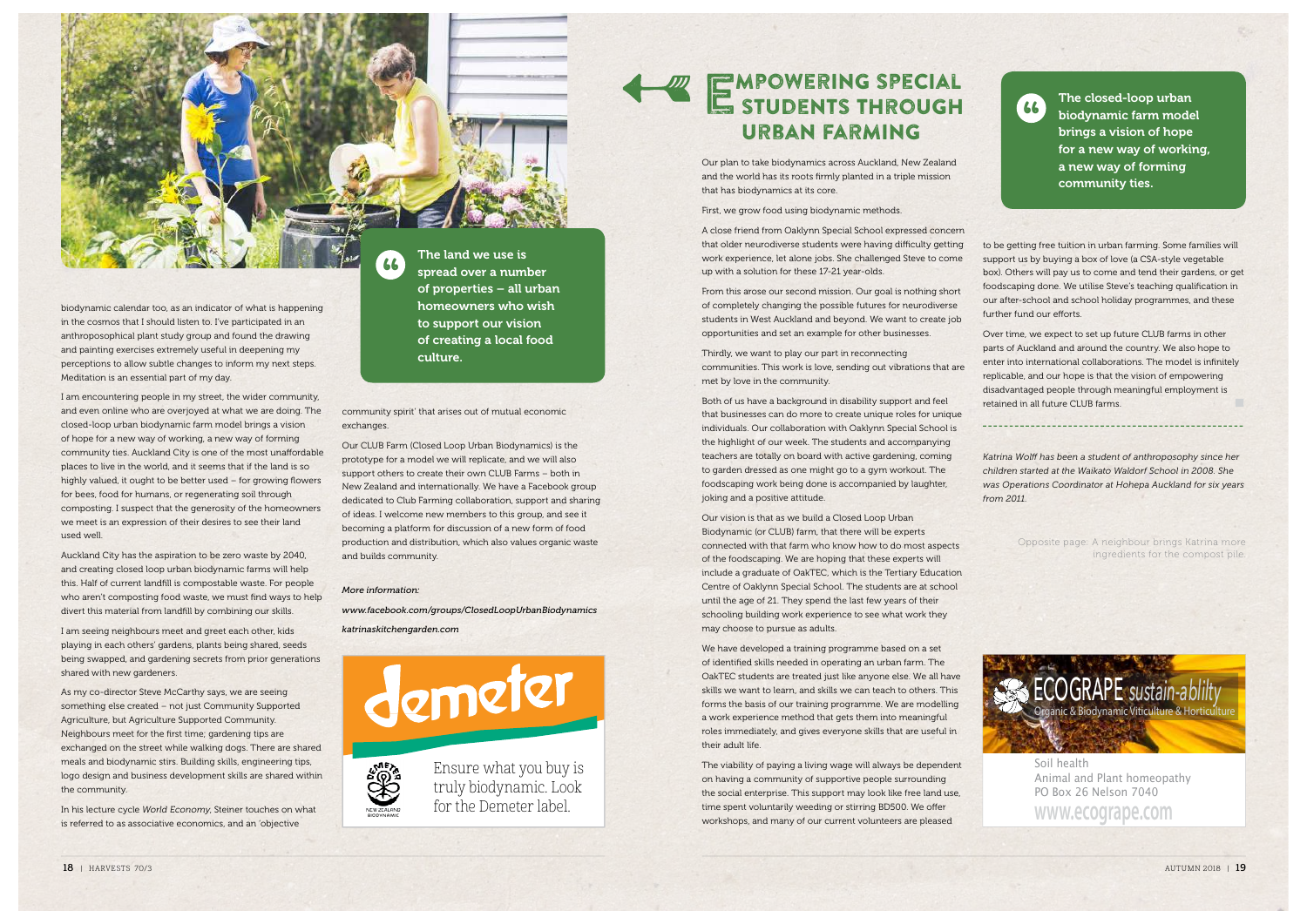biodynamic calendar too, as an indicator of what is happening in the cosmos that I should listen to. I've participated in an anthroposophical plant study group and found the drawing and painting exercises extremely useful in deepening my perceptions to allow subtle changes to inform my next steps. Meditation is an essential part of my day.

I am encountering people in my street, the wider community, and even online who are overjoyed at what we are doing. The closed-loop urban biodynamic farm model brings a vision of hope for a new way of working, a new way of forming community ties. Auckland City is one of the most unaffordable places to live in the world, and it seems that if the land is so highly valued, it ought to be better used – for growing flowers for bees, food for humans, or regenerating soil through composting. I suspect that the generosity of the homeowners we meet is an expression of their desires to see their land used well.

Auckland City has the aspiration to be zero waste by 2040, and creating closed loop urban biodynamic farms will help this. Half of current landfill is compostable waste. For people who aren't composting food waste, we must find ways to help divert this material from landfill by combining our skills.

I am seeing neighbours meet and greet each other, kids playing in each others' gardens, plants being shared, seeds being swapped, and gardening secrets from prior generations shared with new gardeners.

As my co-director Steve McCarthy says, we are seeing something else created – not just Community Supported Agriculture, but Agriculture Supported Community. Neighbours meet for the first time; gardening tips are exchanged on the street while walking dogs. There are shared meals and biodynamic stirs. Building skills, engineering tips, logo design and business development skills are shared within the community.

In his lecture cycle *World Economy*, Steiner touches on what is referred to as associative economics, and an 'objective community spirit' that arises out of mutual economic exchanges.

> **The land we use is spread over a number of properties – all urban homeowners who wish to support our vision of creating a local food culture.**

Our CLUB Farm (Closed Loop Urban Biodynamics) is the prototype for a model we will replicate, and we will also support others to create their own CLUB Farms – both in New Zealand and internationally. We have a Facebook group dedicated to Club Farming collaboration, support and sharing of ideas. I welcome new members to this group, and see it becoming a platform for discussion of a new form of food production and distribution, which also values organic waste and builds community.

*More information:*

*www.facebook.com/groups/ClosedLoopUrbanBiodynamics*

*katrinaskitchengarden.com*

demeter

Ensure what you buy is truly biodynamic. Look for the Demeter label.

# Empowering Special Students Through Urban Farming

Our plan to take biodynamics across Auckland, New Zealand and the world has its roots firmly planted in a triple mission that has biodynamics at its core.

First, we grow food using biodynamic methods.

A close friend from Oaklynn Special School expressed concern that older neurodiverse students were having difficulty getting work experience, let alone jobs. She challenged Steve to come up with a solution for these 17-21 year-olds.

From this arose our second mission. Our goal is nothing short of completely changing the possible futures for neurodiverse students in West Auckland and beyond. We want to create job opportunities and set an example for other businesses.

Thirdly, we want to play our part in reconnecting communities. This work is love, sending out vibrations that are met by love in the community.

Both of us have a background in disability support and feel that businesses can do more to create unique roles for unique individuals. Our collaboration with Oaklynn Special School is the highlight of our week. The students and accompanying teachers are totally on board with active gardening, coming to garden dressed as one might go to a gym workout. The foodscaping work being done is accompanied by laughter, joking and a positive attitude.

Our vision is that as we build a Closed Loop Urban Biodynamic (or CLUB) farm, that there will be experts connected with that farm who know how to do most aspects of the foodscaping. We are hoping that these experts will include a graduate of OakTEC, which is the Tertiary Education Centre of Oaklynn Special School. The students are at school until the age of 21. They spend the last few years of their schooling building work experience to see what work they may choose to pursue as adults.

We have developed a training programme based on a set of identified skills needed in operating an urban farm. The OakTEC students are treated just like anyone else. We all have skills we want to learn, and skills we can teach to others. This forms the basis of our training programme. We are modelling a work experience method that gets them into meaningful roles immediately, and gives everyone skills that are useful in their adult life.

The viability of paying a living wage will always be dependent on having a community of supportive people surrounding the social enterprise. This support may look like free land use, time spent voluntarily weeding or stirring BD500. We offer workshops, and many of our current volunteers are pleased to be getting free tuition in urban farming. Some families will support us by buying a box of love (a CSA-style vegetable box). Others will pay us to come and tend their gardens, or get foodscaping done. We utilise Steve's teaching qualification in our after-school and school holiday programmes, and these further fund our efforts.

> **The closed-loop urban biodynamic farm model brings a vision of hope for a new way of working, a new way of forming community ties.**

Over time, we expect to set up future CLUB farms in other parts of Auckland and around the country. We also hope to enter into international collaborations. The model is infinitely replicable, and our hope is that the vision of empowering disadvantaged people through meaningful employment is retained in all future CLUB farms.

---

*Katrina Wolff has been a student of anthroposophy since her children started at the Waikato Waldorf School in 2008. She was Operations Coordinator at Hohepa Auckland for six years from 2011.*

Opposite page: A neighbour brings Katrina more ingredients for the compost pile.

ECOGRAPE sustain-ability
Organic & Biodynamic Viticulture & Horticulture

Soil health
Animal and Plant homeopathy
PO Box 26 Nelson 7040
www.ecogrape.com